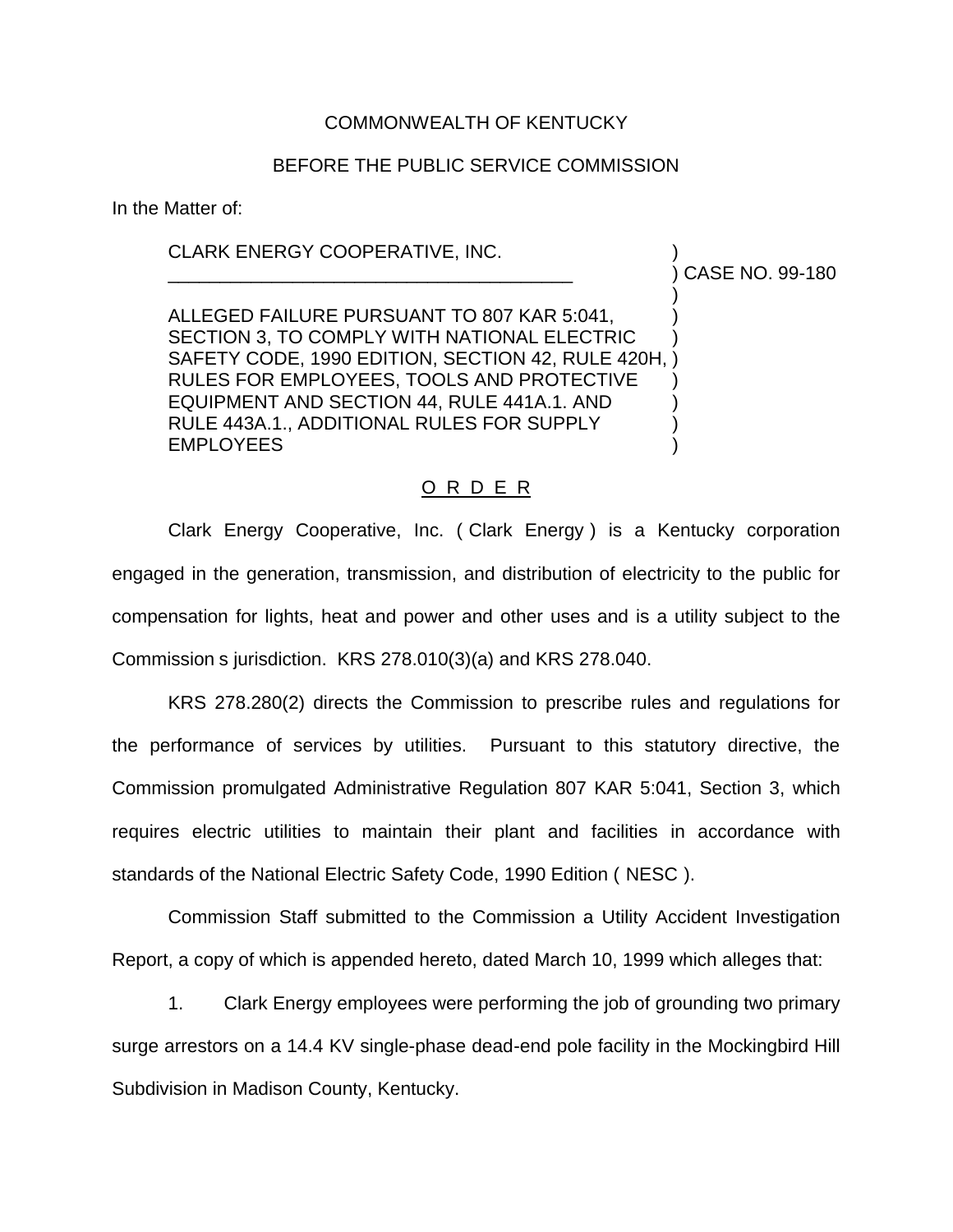COMMONWEALTH OF KENTUCKY

BEFORE THE PUBLIC SERVICE COMMISSION

In the Matter of:

CLARK ENERGY COOPERATIVE, INC.

ALLEGED FAILURE PURSUANT TO 807 KAR 5:041, SECTION 3, TO COMPLY WITH NATIONAL ELECTRIC SAFETY CODE, 1990 EDITION, SECTION 42, RULE 420H, RULES FOR EMPLOYEES, TOOLS AND PROTECTIVE EQUIPMENT AND SECTION 44, RULE 441A.1. AND RULE 443A.1., ADDITIONAL RULES FOR SUPPLY EMPLOYEES

) CASE NO. 99-180

O R D E R

Clark Energy Cooperative, Inc. ( Clark Energy ) is a Kentucky corporation engaged in the generation, transmission, and distribution of electricity to the public for compensation for lights, heat and power and other uses and is a utility subject to the Commission s jurisdiction. KRS 278.010(3)(a) and KRS 278.040.

KRS 278.280(2) directs the Commission to prescribe rules and regulations for the performance of services by utilities. Pursuant to this statutory directive, the Commission promulgated Administrative Regulation 807 KAR 5:041, Section 3, which requires electric utilities to maintain their plant and facilities in accordance with standards of the National Electric Safety Code, 1990 Edition ( NESC ).

Commission Staff submitted to the Commission a Utility Accident Investigation Report, a copy of which is appended hereto, dated March 10, 1999 which alleges that:

1. Clark Energy employees were performing the job of grounding two primary surge arrestors on a 14.4 KV single-phase dead-end pole facility in the Mockingbird Hill Subdivision in Madison County, Kentucky.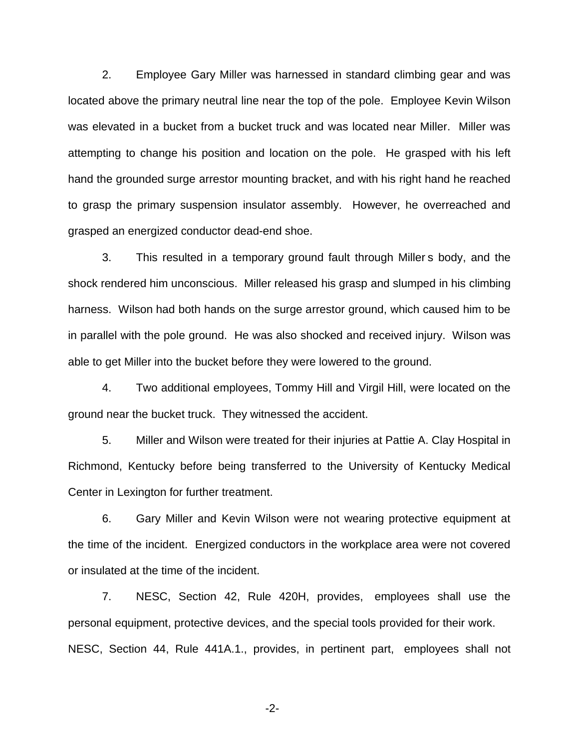2. Employee Gary Miller was harnessed in standard climbing gear and was located above the primary neutral line near the top of the pole. Employee Kevin Wilson was elevated in a bucket from a bucket truck and was located near Miller. Miller was attempting to change his position and location on the pole. He grasped with his left hand the grounded surge arrestor mounting bracket, and with his right hand he reached to grasp the primary suspension insulator assembly. However, he overreached and grasped an energized conductor dead-end shoe.

3. This resulted in a temporary ground fault through Miller s body, and the shock rendered him unconscious. Miller released his grasp and slumped in his climbing harness. Wilson had both hands on the surge arrestor ground, which caused him to be in parallel with the pole ground. He was also shocked and received injury. Wilson was able to get Miller into the bucket before they were lowered to the ground.

4. Two additional employees, Tommy Hill and Virgil Hill, were located on the ground near the bucket truck. They witnessed the accident.

5. Miller and Wilson were treated for their injuries at Pattie A. Clay Hospital in Richmond, Kentucky before being transferred to the University of Kentucky Medical Center in Lexington for further treatment.

6. Gary Miller and Kevin Wilson were not wearing protective equipment at the time of the incident. Energized conductors in the workplace area were not covered or insulated at the time of the incident.

7. NESC, Section 42, Rule 420H, provides, employees shall use the personal equipment, protective devices, and the special tools provided for their work. NESC, Section 44, Rule 441A.1., provides, in pertinent part, employees shall not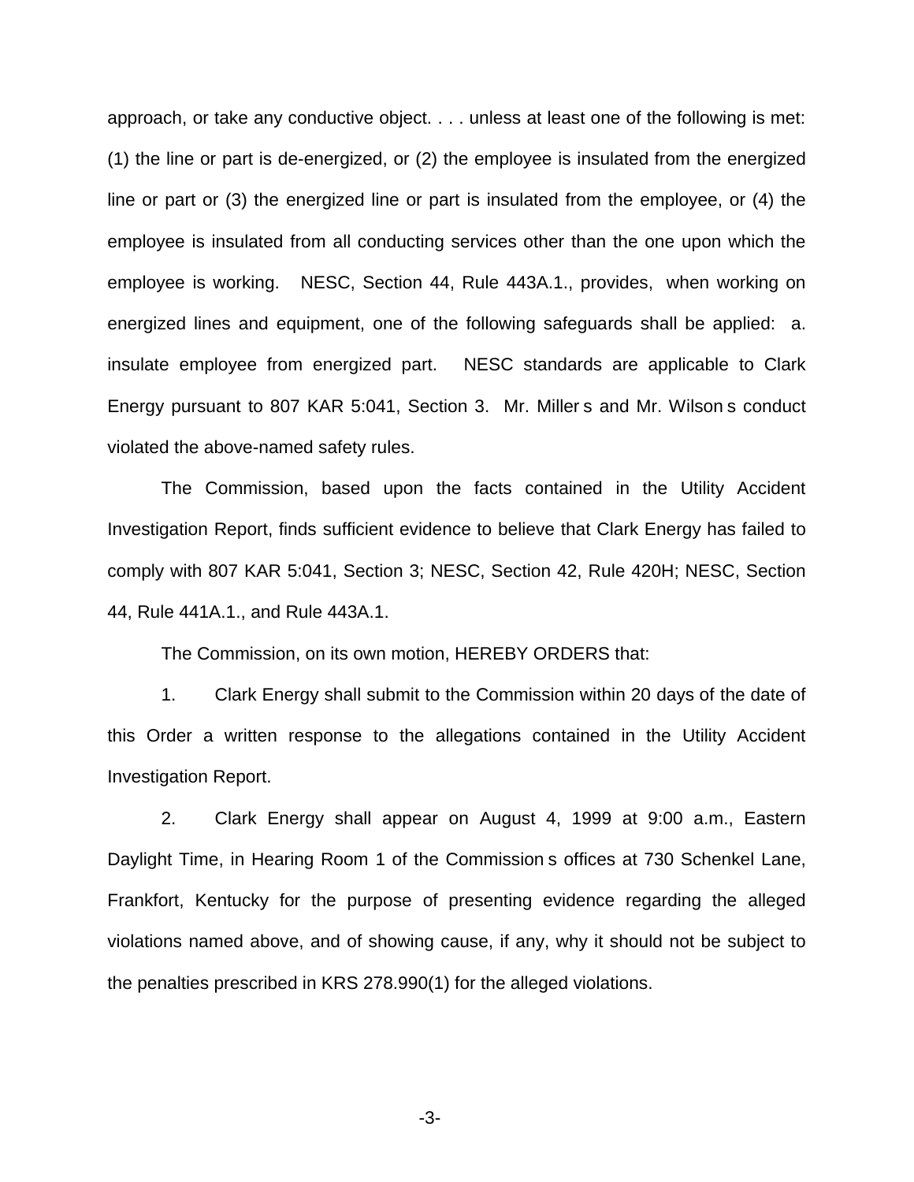approach, or take any conductive object. . . . unless at least one of the following is met: (1) the line or part is de-energized, or (2) the employee is insulated from the energized line or part or (3) the energized line or part is insulated from the employee, or (4) the employee is insulated from all conducting services other than the one upon which the employee is working. NESC, Section 44, Rule 443A.1., provides, when working on energized lines and equipment, one of the following safeguards shall be applied: a. insulate employee from energized part. NESC standards are applicable to Clark Energy pursuant to 807 KAR 5:041, Section 3. Mr. Miller s and Mr. Wilson s conduct violated the above-named safety rules.

The Commission, based upon the facts contained in the Utility Accident Investigation Report, finds sufficient evidence to believe that Clark Energy has failed to comply with 807 KAR 5:041, Section 3; NESC, Section 42, Rule 420H; NESC, Section 44, Rule 441A.1., and Rule 443A.1.

The Commission, on its own motion, HEREBY ORDERS that:

1. Clark Energy shall submit to the Commission within 20 days of the date of this Order a written response to the allegations contained in the Utility Accident Investigation Report.

2. Clark Energy shall appear on August 4, 1999 at 9:00 a.m., Eastern Daylight Time, in Hearing Room 1 of the Commission s offices at 730 Schenkel Lane, Frankfort, Kentucky for the purpose of presenting evidence regarding the alleged violations named above, and of showing cause, if any, why it should not be subject to the penalties prescribed in KRS 278.990(1) for the alleged violations.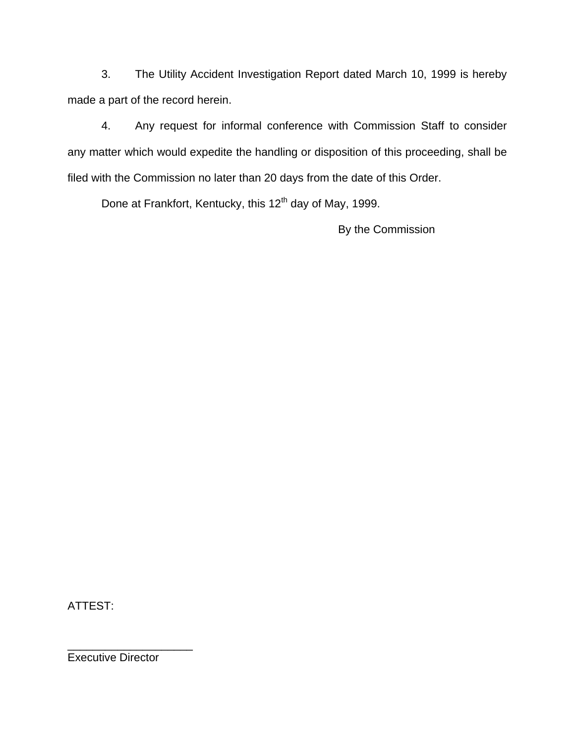3. The Utility Accident Investigation Report dated March 10, 1999 is hereby made a part of the record herein.

4. Any request for informal conference with Commission Staff to consider any matter which would expedite the handling or disposition of this proceeding, shall be filed with the Commission no later than 20 days from the date of this Order.

Done at Frankfort, Kentucky, this 12th day of May, 1999.

By the Commission

ATTEST:

____________________
Executive Director